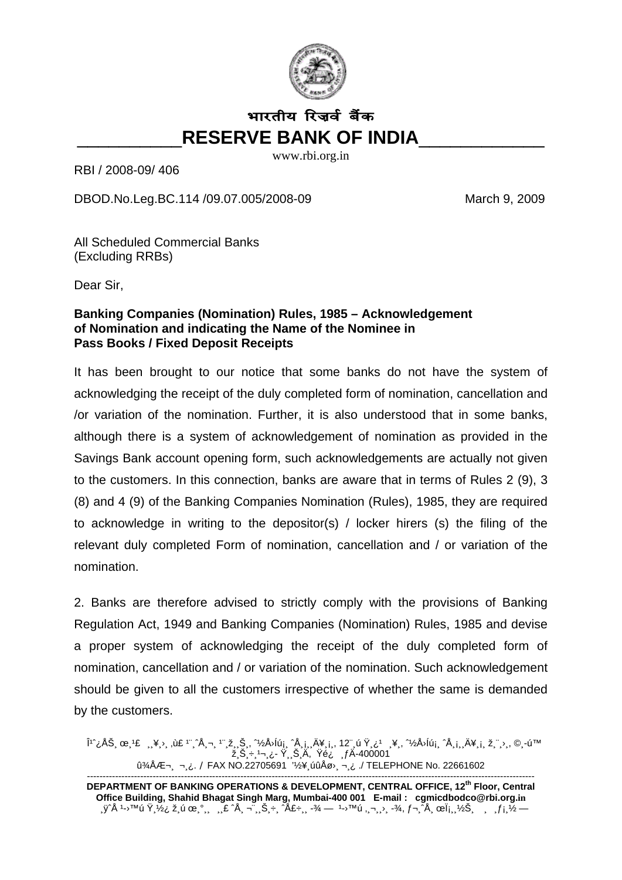भारतीय रिज़र्व बैंक

# RESERVE BANK OF INDIA

www.rbi.org.in

RBI / 2008-09/ 406

DBOD.No.Leg.BC.114 /09.07.005/2008-09 March 9, 2009

All Scheduled Commercial Banks
(Excluding RRBs)

Dear Sir,

**Banking Companies (Nomination) Rules, 1985 – Acknowledgement of Nomination and indicating the Name of the Nominee in Pass Books / Fixed Deposit Receipts**

It has been brought to our notice that some banks do not have the system of acknowledging the receipt of the duly completed form of nomination, cancellation and /or variation of the nomination. Further, it is also understood that in some banks, although there is a system of acknowledgement of nomination as provided in the Savings Bank account opening form, such acknowledgements are actually not given to the customers. In this connection, banks are aware that in terms of Rules 2 (9), 3 (8) and 4 (9) of the Banking Companies Nomination (Rules), 1985, they are required to acknowledge in writing to the depositor(s) / locker hirers (s) the filing of the relevant duly completed Form of nomination, cancellation and / or variation of the nomination.

2. Banks are therefore advised to strictly comply with the provisions of Banking Regulation Act, 1949 and Banking Companies (Nomination) Rules, 1985 and devise a proper system of acknowledging the receipt of the duly completed form of nomination, cancellation and / or variation of the nomination. Such acknowledgement should be given to all the customers irrespective of whether the same is demanded by the customers.

FAX NO.22705691 / TELEPHONE No. 22661602

**DEPARTMENT OF BANKING OPERATIONS & DEVELOPMENT, CENTRAL OFFICE, 12th Floor, Central Office Building, Shahid Bhagat Singh Marg, Mumbai-400 001 E-mail : cgmicdbodco@rbi.org.in**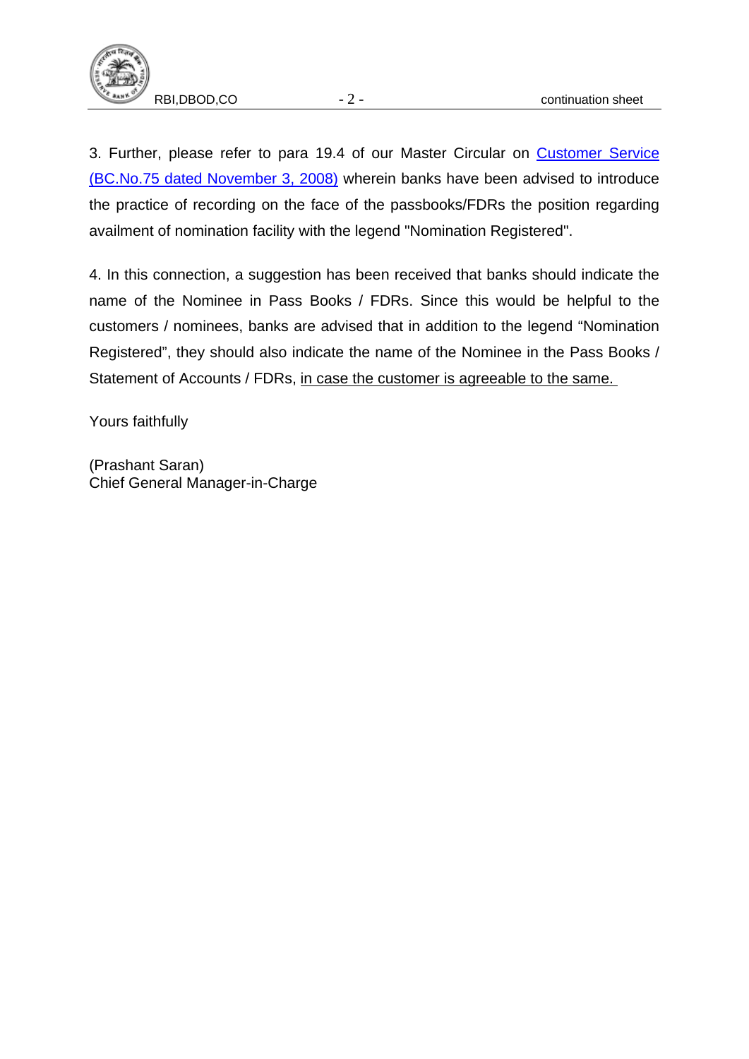3. Further, please refer to para 19.4 of our Master Circular on Customer Service (BC.No.75 dated November 3, 2008) wherein banks have been advised to introduce the practice of recording on the face of the passbooks/FDRs the position regarding availment of nomination facility with the legend "Nomination Registered".

4. In this connection, a suggestion has been received that banks should indicate the name of the Nominee in Pass Books / FDRs. Since this would be helpful to the customers / nominees, banks are advised that in addition to the legend “Nomination Registered”, they should also indicate the name of the Nominee in the Pass Books / Statement of Accounts / FDRs, <u>in case the customer is agreeable to the same.</u>

Yours faithfully

(Prashant Saran)
Chief General Manager-in-Charge